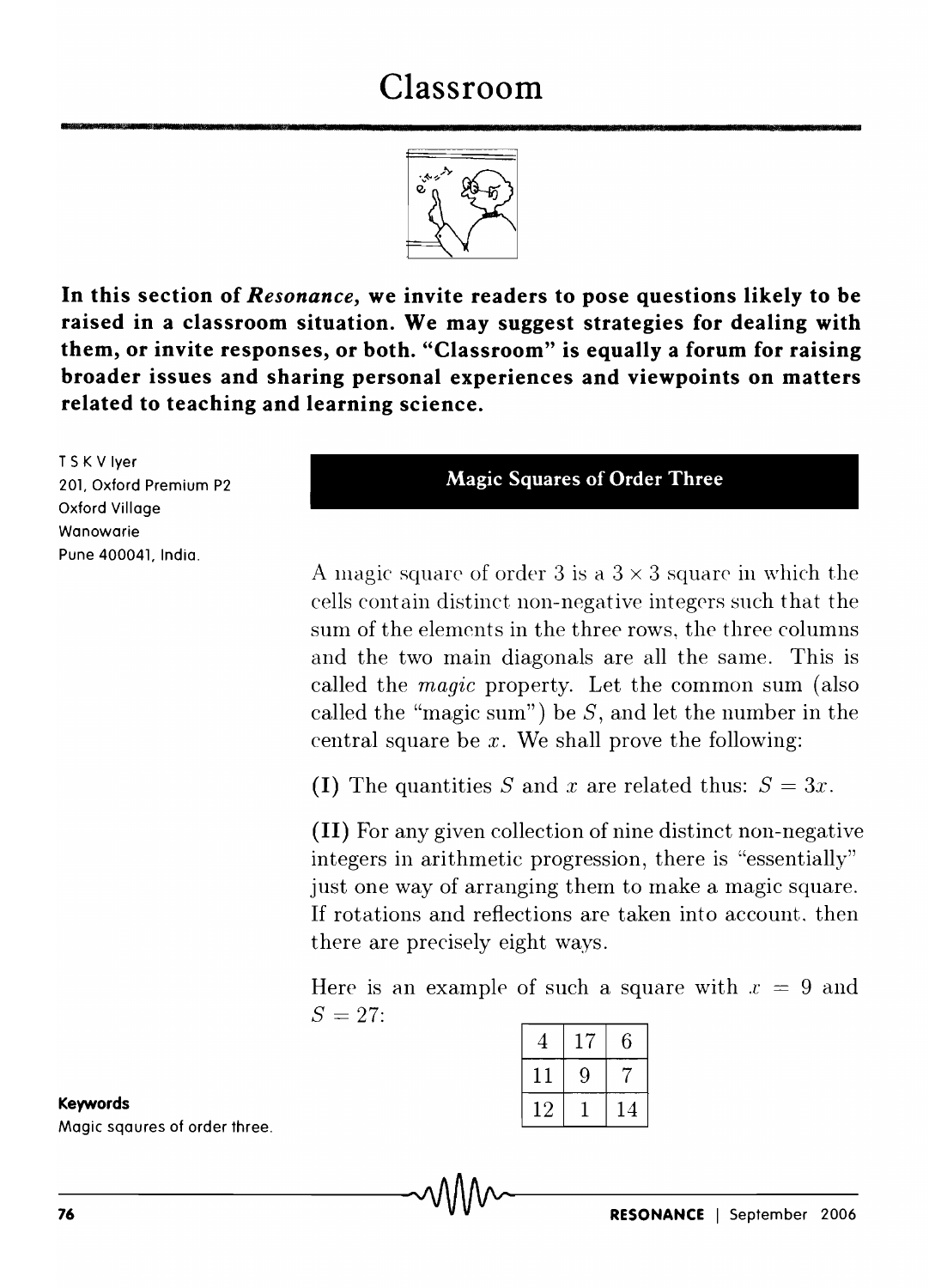# Classroom

**In this section of *Resonance*, we invite readers to pose questions likely to be raised in a classroom situation. We may suggest strategies for dealing with them, or invite responses, or both. "Classroom" is equally a forum for raising broader issues and sharing personal experiences and viewpoints on matters related to teaching and learning science.**

T S K V Iyer
201, Oxford Premium P2
Oxford Village
Wanowarie
Pune 400041, India.

## Magic Squares of Order Three

A magic square of order 3 is a $3 \times 3$ square in which the cells contain distinct non-negative integers such that the sum of the elements in the three rows, the three columns and the two main diagonals are all the same. This is called the *magic* property. Let the common sum (also called the "magic sum") be $S$, and let the number in the central square be $x$. We shall prove the following:

**(I)** The quantities $S$ and $x$ are related thus: $S = 3x$.

**(II)** For any given collection of nine distinct non-negative integers in arithmetic progression, there is "essentially" just one way of arranging them to make a magic square. If rotations and reflections are taken into account, then there are precisely eight ways.

Here is an example of such a square with $x = 9$ and $S = 27$:

| | | |
|---|---|---|
| 4 | 17 | 6 |
| 11 | 9 | 7 |
| 12 | 1 | 14 |

**Keywords**
Magic sqaures of order three.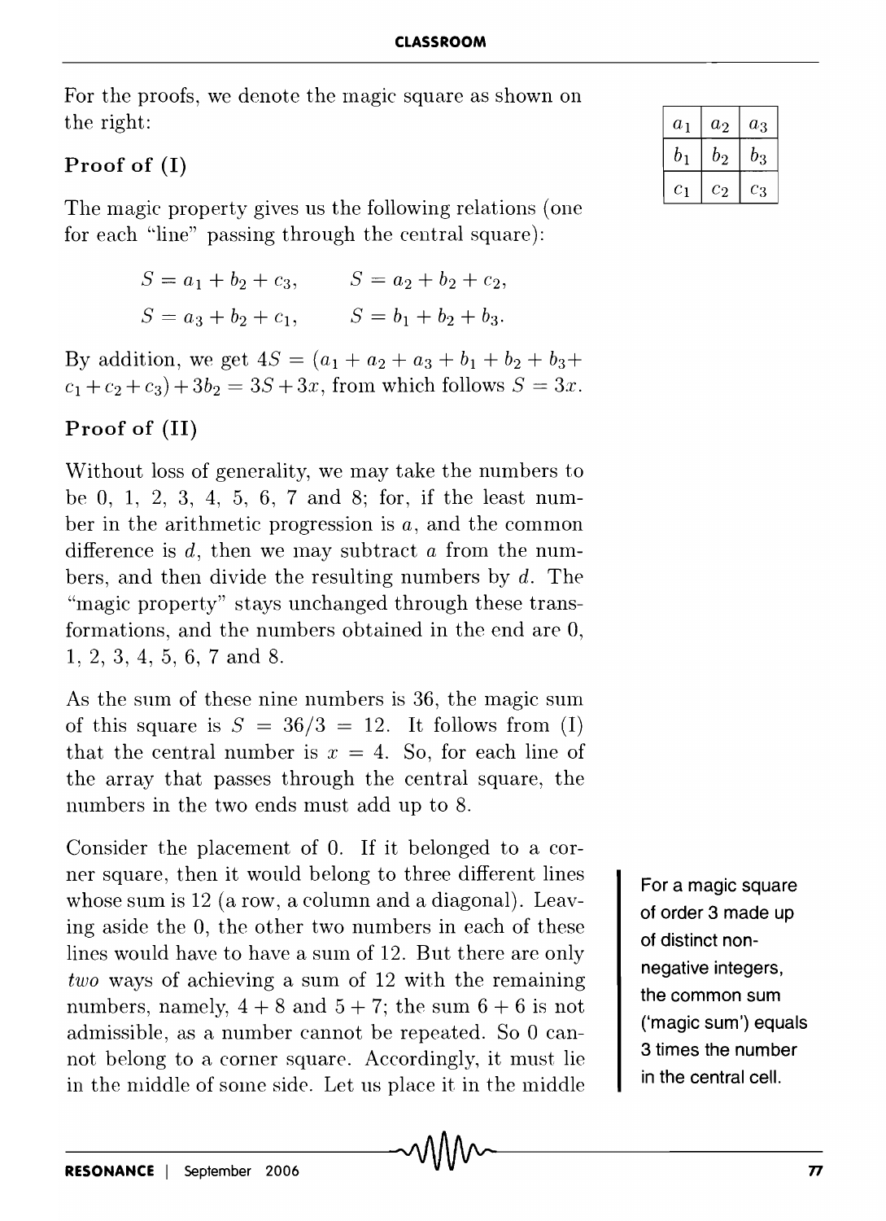For the proofs, we denote the magic square as shown on the right:

| $a_1$ | $a_2$ | $a_3$ |
|---|---|---|
| $b_1$ | $b_2$ | $b_3$ |
| $c_1$ | $c_2$ | $c_3$ |

### Proof of (I)

The magic property gives us the following relations (one for each "line" passing through the central square):

$$S = a_1 + b_2 + c_3, \qquad S = a_2 + b_2 + c_2,$$

$$S = a_3 + b_2 + c_1, \qquad S = b_1 + b_2 + b_3.$$

By addition, we get $4S = (a_1 + a_2 + a_3 + b_1 + b_2 + b_3 + c_1 + c_2 + c_3) + 3b_2 = 3S + 3x$, from which follows $S = 3x$.

### Proof of (II)

Without loss of generality, we may take the numbers to be 0, 1, 2, 3, 4, 5, 6, 7 and 8; for, if the least number in the arithmetic progression is $a$, and the common difference is $d$, then we may subtract $a$ from the numbers, and then divide the resulting numbers by $d$. The "magic property" stays unchanged through these transformations, and the numbers obtained in the end are 0, 1, 2, 3, 4, 5, 6, 7 and 8.

As the sum of these nine numbers is 36, the magic sum of this square is $S = 36/3 = 12$. It follows from (I) that the central number is $x = 4$. So, for each line of the array that passes through the central square, the numbers in the two ends must add up to 8.

Consider the placement of 0. If it belonged to a corner square, then it would belong to three different lines whose sum is 12 (a row, a column and a diagonal). Leaving aside the 0, the other two numbers in each of these lines would have to have a sum of 12. But there are only *two* ways of achieving a sum of 12 with the remaining numbers, namely, $4 + 8$ and $5 + 7$; the sum $6 + 6$ is not admissible, as a number cannot be repeated. So 0 cannot belong to a corner square. Accordingly, it must lie in the middle of some side. Let us place it in the middle

For a magic square of order 3 made up of distinct non-negative integers, the common sum ('magic sum') equals 3 times the number in the central cell.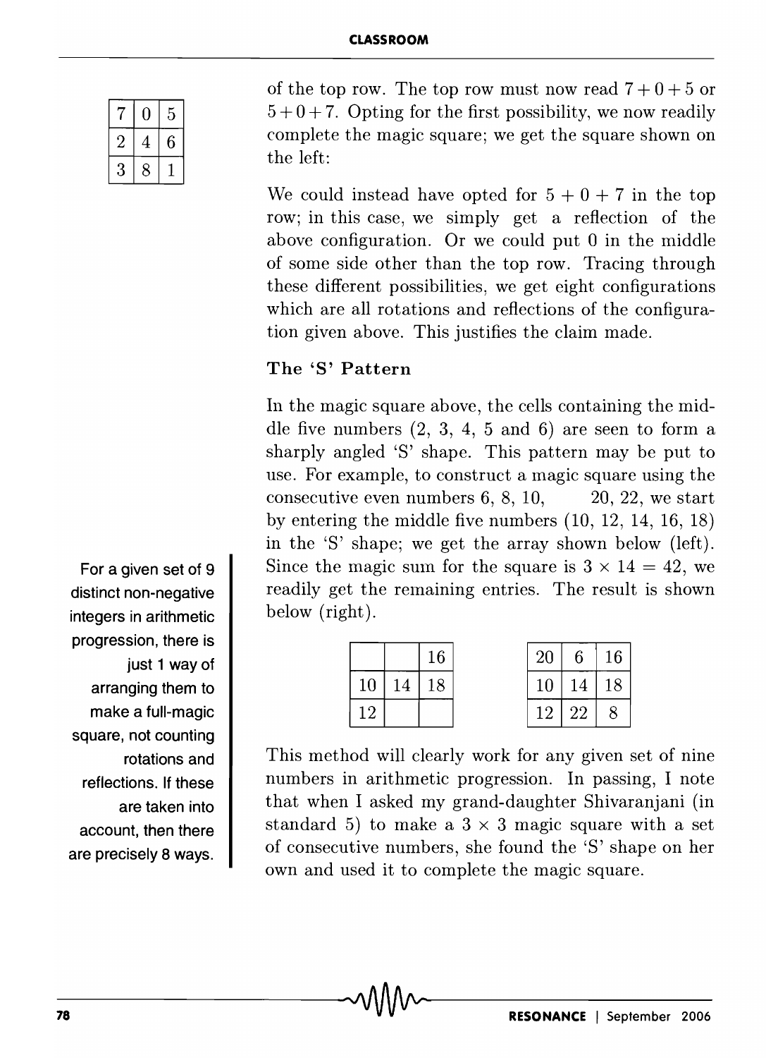| | | |
|---|---|---|
| 7 | 0 | 5 |
| 2 | 4 | 6 |
| 3 | 8 | 1 |

of the top row. The top row must now read $7+0+5$ or $5+0+7$. Opting for the first possibility, we now readily complete the magic square; we get the square shown on the left:

We could instead have opted for $5 + 0 + 7$ in the top row; in this case, we simply get a reflection of the above configuration. Or we could put 0 in the middle of some side other than the top row. Tracing through these different possibilities, we get eight configurations which are all rotations and reflections of the configuration given above. This justifies the claim made.

For a given set of 9 distinct non-negative integers in arithmetic progression, there is just 1 way of arranging them to make a full-magic square, not counting rotations and reflections. If these are taken into account, then there are precisely 8 ways.

### The 'S' Pattern

In the magic square above, the cells containing the middle five numbers (2, 3, 4, 5 and 6) are seen to form a sharply angled 'S' shape. This pattern may be put to use. For example, to construct a magic square using the consecutive even numbers 6, 8, 10, 20, 22, we start by entering the middle five numbers (10, 12, 14, 16, 18) in the 'S' shape; we get the array shown below (left). Since the magic sum for the square is $3 \times 14 = 42$, we readily get the remaining entries. The result is shown below (right).

| | | |
|---|---|---|
| | | 16 |
| 10 | 14 | 18 |
| 12 | | |

| | | |
|---|---|---|
| 20 | 6 | 16 |
| 10 | 14 | 18 |
| 12 | 22 | 8 |

This method will clearly work for any given set of nine numbers in arithmetic progression. In passing, I note that when I asked my grand-daughter Shivaranjani (in standard 5) to make a $3 \times 3$ magic square with a set of consecutive numbers, she found the 'S' shape on her own and used it to complete the magic square.